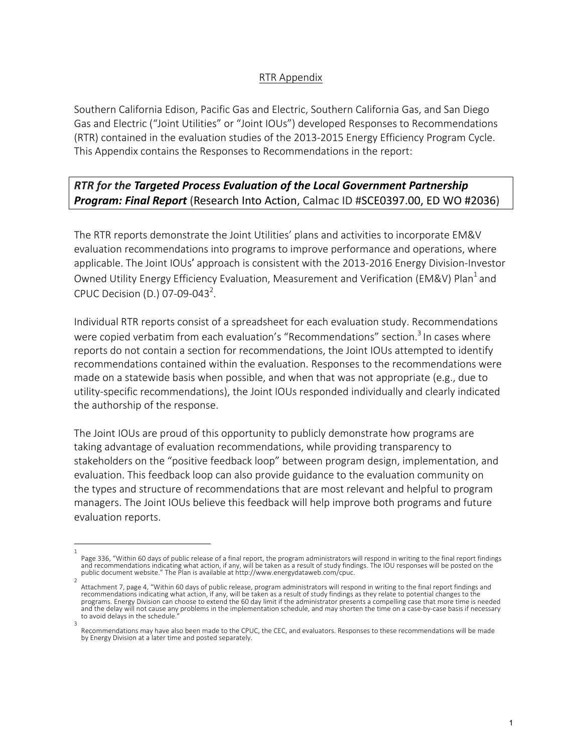# RTR Appendix

Southern California Edison, Pacific Gas and Electric, Southern California Gas, and San Diego Gas and Electric ("Joint Utilities" or "Joint IOUs") developed Responses to Recommendations (RTR) contained in the evaluation studies of the 2013-2015 Energy Efficiency Program Cycle. This Appendix contains the Responses to Recommendations in the report:

## ***RTR for the Targeted Process Evaluation of the Local Government Partnership Program: Final Report*** (Research Into Action, Calmac ID #SCE0397.00, ED WO #2036)

The RTR reports demonstrate the Joint Utilities' plans and activities to incorporate EM&V evaluation recommendations into programs to improve performance and operations, where applicable. The Joint IOUs' approach is consistent with the 2013-2016 Energy Division-Investor Owned Utility Energy Efficiency Evaluation, Measurement and Verification (EM&V) Plan[1] and CPUC Decision (D.) 07-09-043[2].

Individual RTR reports consist of a spreadsheet for each evaluation study. Recommendations were copied verbatim from each evaluation's "Recommendations" section.[3] In cases where reports do not contain a section for recommendations, the Joint IOUs attempted to identify recommendations contained within the evaluation. Responses to the recommendations were made on a statewide basis when possible, and when that was not appropriate (e.g., due to utility-specific recommendations), the Joint IOUs responded individually and clearly indicated the authorship of the response.

The Joint IOUs are proud of this opportunity to publicly demonstrate how programs are taking advantage of evaluation recommendations, while providing transparency to stakeholders on the "positive feedback loop" between program design, implementation, and evaluation. This feedback loop can also provide guidance to the evaluation community on the types and structure of recommendations that are most relevant and helpful to program managers. The Joint IOUs believe this feedback will help improve both programs and future evaluation reports.

---

[1] Page 336, "Within 60 days of public release of a final report, the program administrators will respond in writing to the final report findings and recommendations indicating what action, if any, will be taken as a result of study findings. The IOU responses will be posted on the public document website." The Plan is available at http://www.energydataweb.com/cpuc.

[2] Attachment 7, page 4, "Within 60 days of public release, program administrators will respond in writing to the final report findings and recommendations indicating what action, if any, will be taken as a result of study findings as they relate to potential changes to the programs. Energy Division can choose to extend the 60 day limit if the administrator presents a compelling case that more time is needed and the delay will not cause any problems in the implementation schedule, and may shorten the time on a case-by-case basis if necessary to avoid delays in the schedule."

[3] Recommendations may have also been made to the CPUC, the CEC, and evaluators. Responses to these recommendations will be made by Energy Division at a later time and posted separately.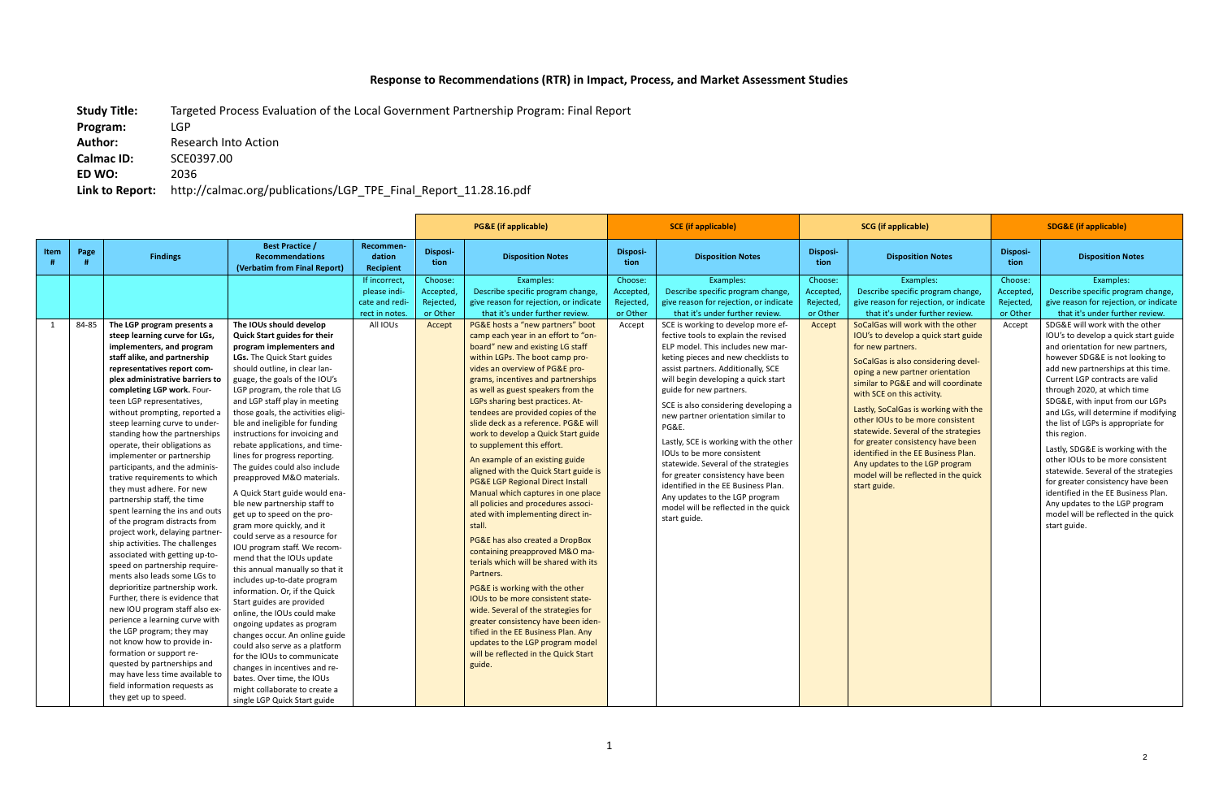# Response to Recommendations (RTR) in Impact, Process, and Market Assessment Studies

**Study Title:** Targeted Process Evaluation of the Local Government Partnership Program: Final Report
**Program:** LGP
**Author:** Research Into Action
**Calmac ID:** SCE0397.00
**ED WO:** 2036
**Link to Report:** http://calmac.org/publications/LGP_TPE_Final_Report_11.28.16.pdf

| | | | | | PG&E (if applicable) | | SCE (if applicable) | | SCG (if applicable) | | SDG&E (if applicable) | |
|---|---|---|---|---|---|---|---|---|---|---|---|---|
| Item # | Page # | Findings | Best Practice / Recommendations (Verbatim from Final Report) | Recommendation Recipient | Disposition | Disposition Notes | Disposition | Disposition Notes | Disposition | Disposition Notes | Disposition | Disposition Notes |
| | | | | If incorrect, please indicate and redirect in notes. | Choose: Accepted, Rejected, or Other | Examples: Describe specific program change, give reason for rejection, or indicate that it's under further review. | Choose: Accepted, Rejected, or Other | Examples: Describe specific program change, give reason for rejection, or indicate that it's under further review. | Choose: Accepted, Rejected, or Other | Examples: Describe specific program change, give reason for rejection, or indicate that it's under further review. | Choose: Accepted, Rejected, or Other | Examples: Describe specific program change, give reason for rejection, or indicate that it's under further review. |
| 1 | 84-85 | **The LGP program presents a steep learning curve for LGs, implementers, and program staff alike, and partnership representatives report complex administrative barriers to completing LGP work.** Fourteen LGP representatives, without prompting, reported a steep learning curve to understanding how the partnerships operate, their obligations as implementer or partnership participants, and the administrative requirements to which they must adhere. For new partnership staff, the time spent learning the ins and outs of the program distracts from project work, delaying partnership activities. The challenges associated with getting up-to-speed on partnership requirements also leads some LGs to deprioritize partnership work. Further, there is evidence that new IOU program staff also experience a learning curve with the LGP program; they may not know how to provide information or support requested by partnerships and may have less time available to field information requests as they get up to speed. | **The IOUs should develop Quick Start guides for their program implementers and LGs.** The Quick Start guides should outline, in clear language, the goals of the IOU's LGP program, the role that LG and LGP staff play in meeting those goals, the activities eligible and ineligible for funding, instructions for invoicing and rebate applications, and timelines for progress reporting. The guides could also include preapproved M&O materials.<br><br>A Quick Start guide would enable new partnership staff to get up to speed on the program more quickly, and it could serve as a resource for IOU program staff. We recommend that the IOUs update this annual manually so that it includes up-to-date program information. Or, if the Quick Start guides are provided online, the IOUs could make ongoing updates as program changes occur. An online guide could also serve as a platform for the IOUs to communicate changes in incentives and rebates. Over time, the IOUs might collaborate to create a single LGP Quick Start guide | All IOUs | Accept | PG&E hosts a "new partners" boot camp each year in an effort to "on-board" new and existing LG staff within LGPs. The boot camp provides an overview of PG&E programs, incentives and partnerships as well as guest speakers from the LGPs sharing best practices. Attendees are provided copies of the slide deck as a reference. PG&E will work to develop a Quick Start guide to supplement this effort.<br><br>An example of an existing guide aligned with the Quick Start guide is PG&E LGP Regional Direct Install Manual which captures in one place all policies and procedures associated with implementing direct install.<br><br>PG&E has also created a DropBox containing preapproved M&O materials which will be shared with its Partners.<br><br>PG&E is working with the other IOUs to be more consistent statewide. Several of the strategies for greater consistency have been identified in the EE Business Plan. Any updates to the LGP program model will be reflected in the Quick Start guide. | Accept | SCE is working to develop more effective tools to explain the revised ELP model. This includes new marketing pieces and new checklists to assist partners. Additionally, SCE will begin developing a quick start guide for new partners.<br><br>SCE is also considering developing a new partner orientation similar to PG&E.<br><br>Lastly, SCE is working with the other IOUs to be more consistent statewide. Several of the strategies for greater consistency have been identified in the EE Business Plan. Any updates to the LGP program model will be reflected in the quick start guide. | Accept | SoCalGas will work with the other IOU's to develop a quick start guide for new partners.<br><br>SoCalGas is also considering developing a new partner orientation similar to PG&E and will coordinate with SCE on this activity.<br><br>Lastly, SoCalGas is working with the other IOUs to be more consistent statewide. Several of the strategies for greater consistency have been identified in the EE Business Plan. Any updates to the LGP program model will be reflected in the quick start guide. | Accept | SDG&E will work with the other IOU's to develop a quick start guide and orientation for new partners, however SDG&E is not looking to add new partnerships at this time. Current LGP contracts are valid through 2020, at which time SDG&E, with input from our LGPs and LGs, will determine if modifying the list of LGPs is appropriate for this region.<br><br>Lastly, SDG&E is working with the other IOUs to be more consistent statewide. Several of the strategies for greater consistency have been identified in the EE Business Plan. Any updates to the LGP program model will be reflected in the quick start guide. |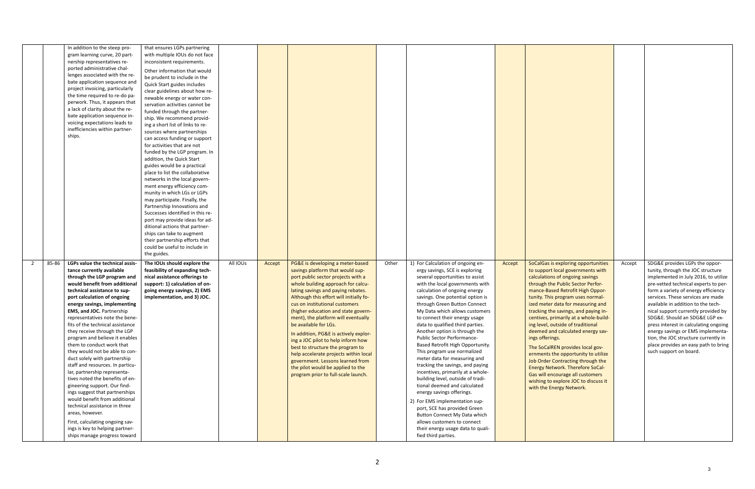| | | | | | | | | | | | | |
|---|---|---|---|---|---|---|---|---|---|---|---|---|
| | | In addition to the steep program learning curve, 20 partnership representatives reported administrative challenges associated with the rebate application sequence and project invoicing, particularly the time required to re-do paperwork. Thus, it appears that a lack of clarity about the rebate application sequence invoicing expectations leads to inefficiencies within partnerships. | that ensures LGPs partnering with multiple IOUs do not face inconsistent requirements.<br><br>Other information that would be prudent to include in the Quick Start guides includes clear guidelines about how renewable energy or water conservation activities cannot be funded through the partnership. We recommend providing a short list of links to resources where partnerships can access funding or support for activities that are not funded by the LGP program. In addition, the Quick Start guides would be a practical place to list the collaborative networks in the local government energy efficiency community in which LGs or LGPs may participate. Finally, the Partnership Innovations and Successes identified in this report may provide ideas for additional actions that partnerships can take to augment their partnership efforts that could be useful to include in the guides. | | | | | | | | | |
| 2 | 85-86 | **LGPs value the technical assistance currently available through the LGP program and would benefit from additional technical assistance to support calculation of ongoing energy savings, implementing EMS, and JOC.** Partnership representatives note the benefits of the technical assistance they receive through the LGP program and believe it enables them to conduct work that they would not be able to conduct solely with partnership staff and resources. In particular, partnership representatives noted the benefits of engineering support. Our findings suggest that partnerships would benefit from additional technical assistance in three areas, however.<br><br>First, calculating ongoing savings is key to helping partnerships manage progress toward | **The IOUs should explore the feasibility of expanding technical assistance offerings to support: 1) calculation of ongoing energy savings, 2) EMS implementation, and 3) JOC.** | All IOUs | Accept | PG&E is developing a meter-based savings platform that would support public sector projects with a whole building approach for calculating savings and paying rebates. Although this effort will initially focus on institutional customers (higher education and state government), the platform will eventually be available for LGs.<br><br>In addition, PG&E is actively exploring a JOC pilot to help inform how best to structure the program to help accelerate projects within local government. Lessons learned from the pilot would be applied to the program prior to full-scale launch. | Other | 1) For Calculation of ongoing energy savings, SCE is exploring several opportunities to assist with the local governments with calculation of ongoing energy savings. One potential option is through Green Button Connect My Data which allows customers to connect their energy usage data to qualified third parties. Another option is through the Public Sector Performance-Based Retrofit High Opportunity. This program use normalized meter data for measuring and tracking the savings, and paying incentives, primarily at a whole-building level, outside of traditional deemed and calculated energy savings offerings.<br><br>2) For EMS implementation support, SCE has provided Green Button Connect My Data which allows customers to connect their energy usage data to qualified third parties. | Accept | SoCalGas is exploring opportunities to support local governments with calculations of ongoing savings through the Public Sector Performance-Based Retrofit High Opportunity. This program uses normalized meter data for measuring and tracking the savings, and paying incentives, primarily at a whole-building level, outside of traditional deemed and calculated energy savings offerings.<br><br>The SoCalREN provides local governments the opportunity to utilize Job Order Contracting through the Energy Network. Therefore SoCalGas will encourage all customers wishing to explore JOC to discuss it with the Energy Network. | Accept | SDG&E provides LGPs the opportunity, through the JOC structure implemented in July 2016, to utilize pre-vetted technical experts to perform a variety of energy efficiency services. These services are made available in addition to the technical support currently provided by SDG&E. Should an SDG&E LGP express interest in calculating ongoing energy savings or EMS implementation, the JOC structure currently in place provides an easy path to bring such support on board. |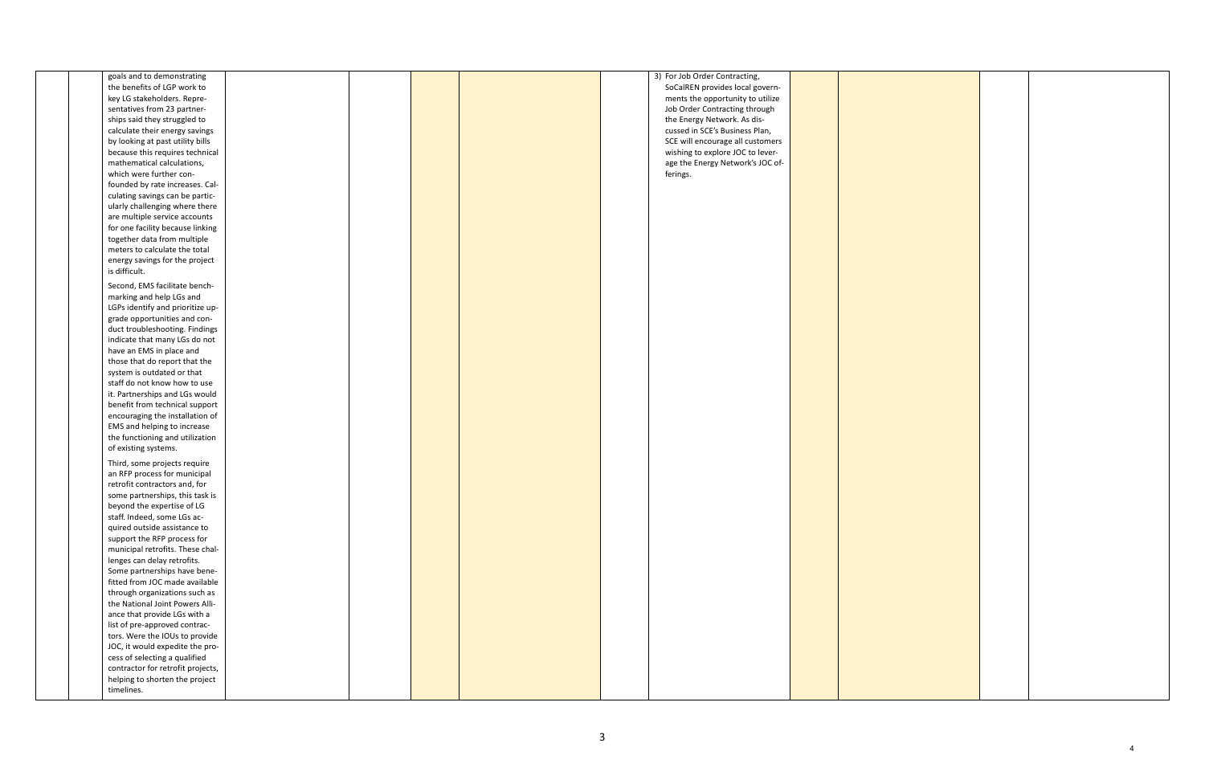| | | | | | | | | | | | | |
|---|---|---|---|---|---|---|---|---|---|---|---|---|
| | | goals and to demonstrating the benefits of LGP work to key LG stakeholders. Representatives from 23 partnerships said they struggled to calculate their energy savings by looking at past utility bills because this requires technical mathematical calculations, which were further confounded by rate increases. Calculating savings can be particularly challenging where there are multiple service accounts for one facility because linking together data from multiple meters to calculate the total energy savings for the project is difficult.<br><br>Second, EMS facilitate benchmarking and help LGs and LGPs identify and prioritize upgrade opportunities and conduct troubleshooting. Findings indicate that many LGs do not have an EMS in place and those that do report that the system is outdated or that staff do not know how to use it. Partnerships and LGs would benefit from technical support encouraging the installation of EMS and helping to increase the functioning and utilization of existing systems.<br><br>Third, some projects require an RFP process for municipal retrofit contractors and, for some partnerships, this task is beyond the expertise of LG staff. Indeed, some LGs acquired outside assistance to support the RFP process for municipal retrofits. These challenges can delay retrofits. Some partnerships have benefitted from JOC made available through organizations such as the National Joint Powers Alliance that provide LGs with a list of pre-approved contractors. Were the IOUs to provide JOC, it would expedite the process of selecting a qualified contractor for retrofit projects, helping to shorten the project timelines. | | | | | | 3) For Job Order Contracting, SoCalREN provides local governments the opportunity to utilize Job Order Contracting through the Energy Network. As discussed in SCE's Business Plan, SCE will encourage all customers wishing to explore JOC to leverage the Energy Network's JOC offerings. | | | | |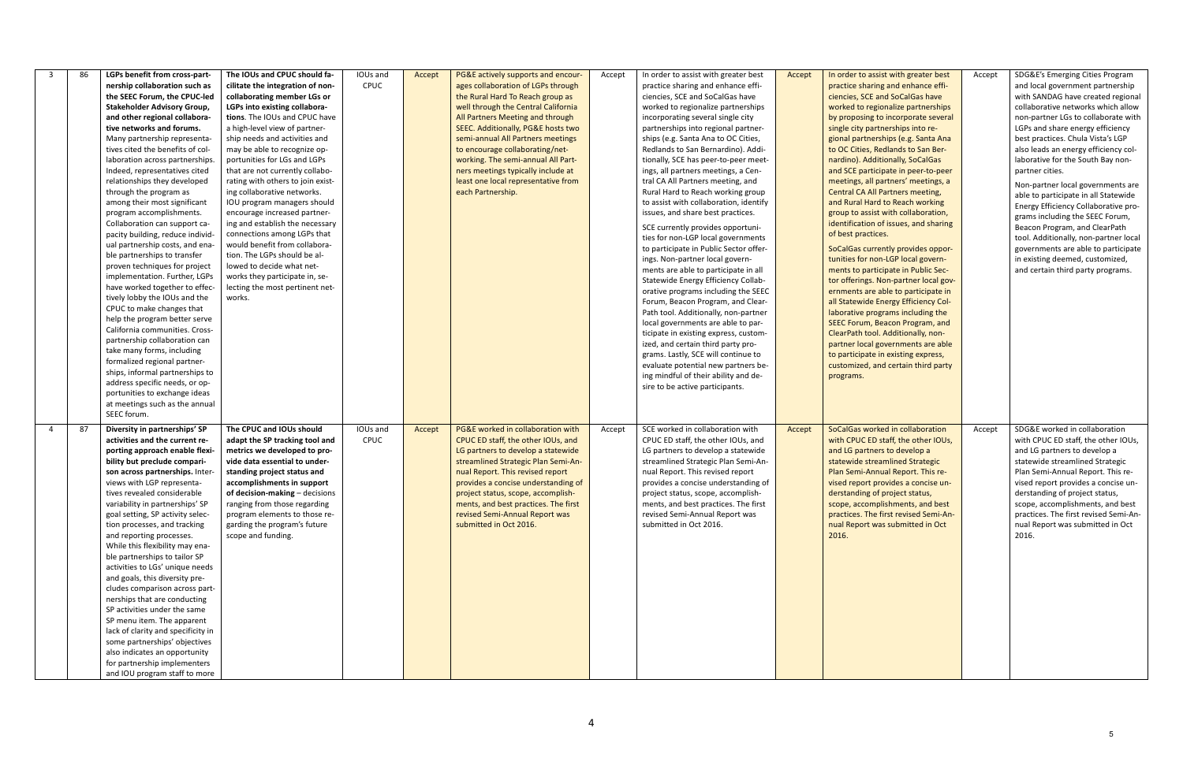| 3 | 86 | **LGPs benefit from cross-partnership collaboration such as the SEEC Forum, the CPUC-led Stakeholder Advisory Group, and other regional collaborative networks and forums.** Many partnership representatives cited the benefits of collaboration across partnerships. Indeed, representatives cited the relationships they developed through the program as among their most significant program accomplishments. Collaboration can support capacity building, reduce individual partnership costs, and enable partnerships to transfer proven techniques for project implementation. Further, LGPs have worked together to effectively lobby the IOUs and the CPUC to make changes that help the program better serve California communities. Cross-partnership collaboration can take many forms, including formalized regional partnerships, informal partnerships to address specific needs, or opportunities to exchange ideas at meetings such as the annual SEEC forum. | **The IOUs and CPUC should facilitate the integration of non-collaborating member LGs or LGPs into existing collaborations**. The IOUs and CPUC have a high-level view of partnership needs and activities and may be able to recognize opportunities for LGs and LGPs that are not currently collaborating with others to join existing collaborative networks. IOU program managers should encourage increased partnering and establish the necessary connections among LGPs that would benefit from collaboration. The LGPs should be allowed to decide what networks they participate in, selecting the most pertinent networks. | IOUs and CPUC | Accept | PG&E actively supports and encourages collaboration of LGPs through the Rural Hard To Reach group as well through the Central California All Partners Meeting and through SEEC. Additionally, PG&E hosts two semi-annual All Partners meetings to encourage collaborating/networking. The semi-annual All Partners meetings typically include at least one local representative from each Partnership. | Accept | In order to assist with greater best practice sharing and enhance efficiencies, SCE and SoCalGas have worked to regionalize partnerships incorporating several single city partnerships into regional partnerships (e.g. Santa Ana to OC Cities, Redlands to San Bernardino). Additionally, SCE has peer-to-peer meetings, all partners meetings, a Central CA All Partners meeting, and Rural Hard to Reach working group to assist with collaboration, identify issues, and share best practices.<br><br>SCE currently provides opportunities for non-LGP local governments to participate in Public Sector offerings. Non-partner local governments are able to participate in all Statewide Energy Efficiency Collaborative programs including the SEEC Forum, Beacon Program, and ClearPath tool. Additionally, non-partner local governments are able to participate in existing express, customized, and certain third party programs. Lastly, SCE will continue to evaluate potential new partners being mindful of their ability and desire to be active participants. | Accept | In order to assist with greater best practice sharing and enhance efficiencies, SCE and SoCalGas have worked to regionalize partnerships by proposing to incorporate several single city partnerships into regional partnerships (e.g. Santa Ana to OC Cities, Redlands to San Bernardino). Additionally, SoCalGas and SCE participate in peer-to-peer meetings, all partners' meetings, a Central CA All Partners meeting, and Rural Hard to Reach working group to assist with collaboration, identification of issues, and sharing of best practices.<br><br>SoCalGas currently provides opportunities for non-LGP local governments to participate in Public Sector offerings. Non-partner local governments are able to participate in all Statewide Energy Efficiency Collaborative programs including the SEEC Forum, Beacon Program, and ClearPath tool. Additionally, non-partner local governments are able to participate in existing express, customized, and certain third party programs. | Accept | SDG&E's Emerging Cities Program and local government partnership with SANDAG have created regional collaborative networks which allow non-partner LGs to collaborate with LGPs and share energy efficiency best practices. Chula Vista's LGP also leads an energy efficiency collaborative for the South Bay non-partner cities.<br><br>Non-partner local governments are able to participate in all Statewide Energy Efficiency Collaborative programs including the SEEC Forum, Beacon Program, and ClearPath tool. Additionally, non-partner local governments are able to participate in existing deemed, customized, and certain third party programs. |
|---|---|---|---|---|---|---|---|---|---|---|---|---|
| 4 | 87 | **Diversity in partnerships' SP activities and the current reporting approach enable flexibility but preclude comparison across partnerships.** Interviews with LGP representatives revealed considerable variability in partnerships' SP goal setting, SP activity selection processes, and tracking and reporting processes. While this flexibility may enable partnerships to tailor SP activities to LGs' unique needs and goals, this diversity precludes comparison across partnerships that are conducting SP activities under the same SP menu item. The apparent lack of clarity and specificity in some partnerships' objectives also indicates an opportunity for partnership implementers and IOU program staff to more | **The CPUC and IOUs should adapt the SP tracking tool and metrics we developed to provide data essential to understanding project status and accomplishments in support of decision-making** – decisions ranging from those regarding program elements to those regarding the program's future scope and funding. | IOUs and CPUC | Accept | PG&E worked in collaboration with CPUC ED staff, the other IOUs, and LG partners to develop a statewide streamlined Strategic Plan Semi-Annual Report. This revised report provides a concise understanding of project status, scope, accomplishments, and best practices. The first revised Semi-Annual Report was submitted in Oct 2016. | Accept | SCE worked in collaboration with CPUC ED staff, the other IOUs, and LG partners to develop a statewide streamlined Strategic Plan Semi-Annual Report. This revised report provides a concise understanding of project status, scope, accomplishments, and best practices. The first revised Semi-Annual Report was submitted in Oct 2016. | Accept | SoCalGas worked in collaboration with CPUC ED staff, the other IOUs, and LG partners to develop a statewide streamlined Strategic Plan Semi-Annual Report. This revised report provides a concise understanding of project status, scope, accomplishments, and best practices. The first revised Semi-Annual Report was submitted in Oct 2016. | Accept | SDG&E worked in collaboration with CPUC ED staff, the other IOUs, and LG partners to develop a statewide streamlined Strategic Plan Semi-Annual Report. This revised report provides a concise understanding of project status, scope, accomplishments, and best practices. The first revised Semi-Annual Report was submitted in Oct 2016. |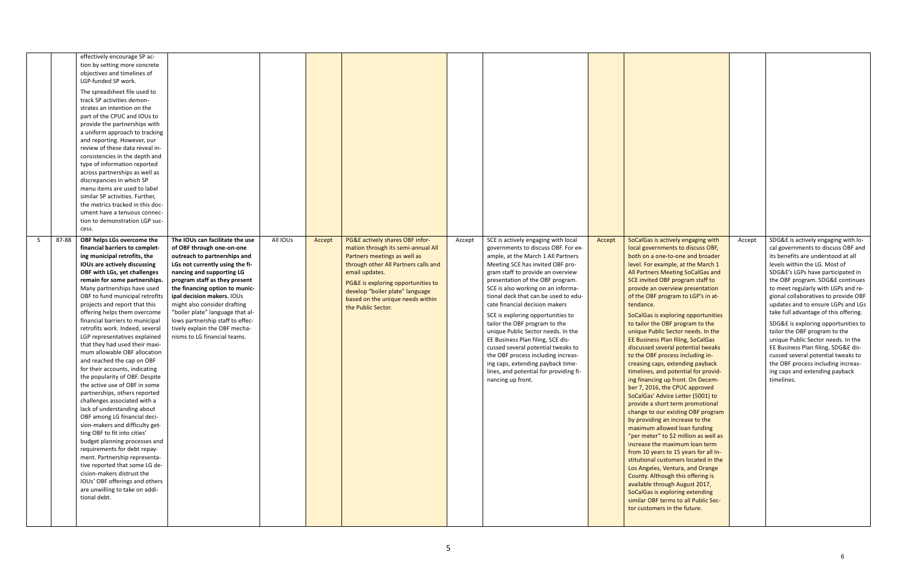| | | | | | | | | | | | |
|---|---|---|---|---|---|---|---|---|---|---|---|
| | | effectively encourage SP action by setting more concrete objectives and timelines of LGP-funded SP work.<br><br>The spreadsheet file used to track SP activities demonstrates an intention on the part of the CPUC and IOUs to provide the partnerships with a uniform approach to tracking and reporting. However, our review of these data reveal inconsistencies in the depth and type of information reported across partnerships as well as discrepancies in which SP menu items are used to label similar SP activities. Further, the metrics tracked in this document have a tenuous connection to demonstration LGP success. | | | | | | | | | | |
| 5 | 87-88 | **OBF helps LGs overcome the financial barriers to completing municipal retrofits, the IOUs are actively discussing OBF with LGs, yet challenges remain for some partnerships.** Many partnerships have used OBF to fund municipal retrofits projects and report that this offering helps them overcome financial barriers to municipal retrofits work. Indeed, several LGP representatives explained that they had used their maximum allowable OBF allocation and reached the cap on OBF for their accounts, indicating the popularity of OBF. Despite the active use of OBF in some partnerships, others reported challenges associated with a lack of understanding about OBF among LG financial decision-makers and difficulty getting OBF to fit into cities' budget planning processes and requirements for debt repayment. Partnership representative reported that some LG decision-makers distrust the IOUs' OBF offerings and others are unwilling to take on additional debt. | **The IOUs can facilitate the use of OBF through one-on-one outreach to partnerships and LGs not currently using the financing and supporting LG program staff as they present the financing option to municipal decision makers.** IOUs might also consider drafting "boiler plate" language that allows partnership staff to effectively explain the OBF mechanisms to LG financial teams. | All IOUs | Accept | PG&E actively shares OBF information through its semi-annual All Partners meetings as well as through other All Partners calls and email updates.<br><br>PG&E is exploring opportunities to develop "boiler plate" language based on the unique needs within the Public Sector. | Accept | SCE is actively engaging with local governments to discuss OBF. For example, at the March 1 All Partners Meeting SCE has invited OBF program staff to provide an overview presentation of the OBF program. SCE is also working on an informational deck that can be used to educate financial decision makers<br><br>SCE is exploring opportunities to tailor the OBF program to the unique Public Sector needs. In the EE Business Plan filing, SCE discussed several potential tweaks to the OBF process including increasing caps, extending payback timelines, and potential for providing financing up front. | Accept | SoCalGas is actively engaging with local governments to discuss OBF, both on a one-to-one and broader level. For example, at the March 1 All Partners Meeting SoCalGas and SCE invited OBF program staff to provide an overview presentation of the OBF program to LGP's in attendance.<br><br>SoCalGas is exploring opportunities to tailor the OBF program to the unique Public Sector needs. In the EE Business Plan filing, SoCalGas discussed several potential tweaks to the OBF process including increasing caps, extending payback timelines, and potential for providing financing up front. On December 7, 2016, the CPUC approved SoCalGas' Advice Letter (5001) to provide a short term promotional change to our existing OBF program by providing an increase to the maximum allowed loan funding "per meter" to $2 million as well as increase the maximum loan term from 10 years to 15 years for all Institutional customers located in the Los Angeles, Ventura, and Orange County. Although this offering is available through August 2017, SoCalGas is exploring extending similar OBF terms to all Public Sector customers in the future. | Accept | SDG&E is actively engaging with local governments to discuss OBF and its benefits are understood at all levels within the LG. Most of SDG&E's LGPs have participated in the OBF program. SDG&E continues to meet regularly with LGPs and regional collaboratives to provide OBF updates and to ensure LGPs and LGs take full advantage of this offering.<br><br>SDG&E is exploring opportunities to tailor the OBF program to the unique Public Sector needs. In the EE Business Plan filing, SDG&E discussed several potential tweaks to the OBF process including increasing caps and extending payback timelines. |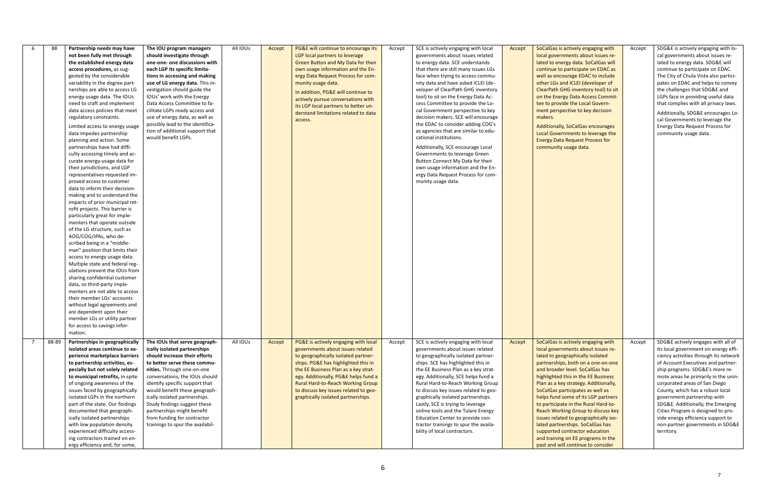| 6 | 88 | **Partnership needs may have not been fully met through the established energy data access procedures,** as suggested by the considerable variability in the degree partnerships are able to access LG energy usage data. The IOUs need to craft and implement data access policies that meet regulatory constraints.<br><br>Limited access to energy usage data impedes partnership planning and action. Some partnerships have had difficulty accessing timely and accurate energy-usage data for their jurisdictions, and LGP representatives requested improved access to customer data to inform their decision-making and to understand the impacts of prior municipal retrofit projects. This barrier is particularly great for implementers that operate outside of the LG structure, such as AOG/COG/JPAs, who described being in a "middle-man" position that limits their access to energy usage data. Multiple state and federal regulations prevent the IOUs from sharing confidential customer data, so third-party implementers are not able to access their member LGs' accounts without legal agreements and are dependent upon their member LGs or utility partner for access to savings information. | **The IOU program managers should investigate through one-one- one discussions with each LGP its specific limitations in accessing and making use of LG energy data.** This investigation should guide the IOUs' work with the Energy Data Access Committee to facilitate LGPs ready access and use of energy data, as well as possibly lead to the identification of additional support that would benefit LGPs. | All IOUs | Accept | PG&E will continue to encourage its LGP local partners to leverage Green Button and My Data for their own usage information and the Energy Data Request Process for community usage data.<br><br>In addition, PG&E will continue to actively pursue conversations with its LGP local partners to better understand limitations related to data access. | Accept | SCE is actively engaging with local governments about issues related to energy data. SCE understands that there are still many issues LGs face when trying to access community data and have asked ICLEI (developer of ClearPath GHG inventory tool) to sit on the Energy Data Access Committee to provide the Local Government perspective to key decision makers. SCE will encourage the EDAC to consider adding COG's as agencies that are similar to educational institutions.<br><br>Additionally, SCE encourage Local Governments to leverage Green Button Connect My Data for their own usage information and the Energy Data Request Process for community usage data. | Accept | SoCalGas is actively engaging with local governments about issues related to energy data. SoCalGas will continue to participate on EDAC as well as encourage EDAC to include other LGs and ICLEI (developer of ClearPath GHG inventory tool) to sit on the Energy Data Access Committee to provide the Local Government perspective to key decision makers.<br><br>Additionally, SoCalGas encourages Local Governments to leverage the Energy Data Request Process for community usage data. | Accept | SDG&E is actively engaging with local governments about issues related to energy data. SDG&E will continue to participate on EDAC. The City of Chula Vista also participates on EDAC and helps to convey the challenges that SDG&E and LGPs face in providing useful data that complies with all privacy laws.<br><br>Additionally, SDG&E encourages Local Governments to leverage the Energy Data Request Process for community usage data. |
|---|---|---|---|---|---|---|---|---|---|---|---|---|
| 7 | 88-89 | **Partnerships in geographically isolated areas continue to experience marketplace barriers to partnership activities, especially but not solely related to municipal retrofits,** in spite of ongoing awareness of the issues faced by geographically isolated LGPs in the northern part of the state. Our findings documented that geographically isolated partnerships with low population density experienced difficulty accessing contractors trained on energy efficiency and, for some, | **The IOUs that serve geographically isolated partnerships should increase their efforts to better serve these communities.** Through one-on-one conversations, the IOUs should identify specific support that would benefit these geographically isolated partnerships. Study findings suggest these partnerships might benefit from funding for contractor trainings to spur the availabil- | All IOUs | Accept | PG&E is actively engaging with local governments about issues related to geographically isolated partnerships. PG&E has highlighted this in the EE Business Plan as a key strategy. Additionally, PG&E helps fund a Rural Hard-to-Reach Working Group to discuss key issues related to geographically isolated partnerships. | Accept | SCE is actively engaging with local governments about issues related to geographically isolated partnerships. SCE has highlighted this in the EE Business Plan as a key strategy. Additionally, SCE helps fund a Rural Hard-to-Reach Working Group to discuss key issues related to geographically isolated partnerships. Lastly, SCE is trying to leverage online tools and the Tulare Energy Education Center to provide contractor trainings to spur the availability of local contractors. | Accept | SoCalGas is actively engaging with local governments about issues related to geographically isolated partnerships, both on a one-on-one and broader level. SoCalGas has highlighted this in the EE Business Plan as a key strategy. Additionally, SoCalGas participates as well as helps fund some of its LGP partners to participate in the Rural Hard-to-Reach Working Group to discuss key issues related to geographically isolated partnerships. SoCalGas has supported contractor education and training on EE programs in the past and will continue to consider | Accept | SDG&E actively engages with all of its local government on energy efficiency activities through its network of Account Executives and partnership programs. SDG&E's more remote areas lie primarily in the unincorporated areas of San Diego County, which has a robust local government partnership with SDG&E. Additionally, the Emerging Cities Program is designed to provide energy efficiency support to non-partner governments in SDG&E territory. |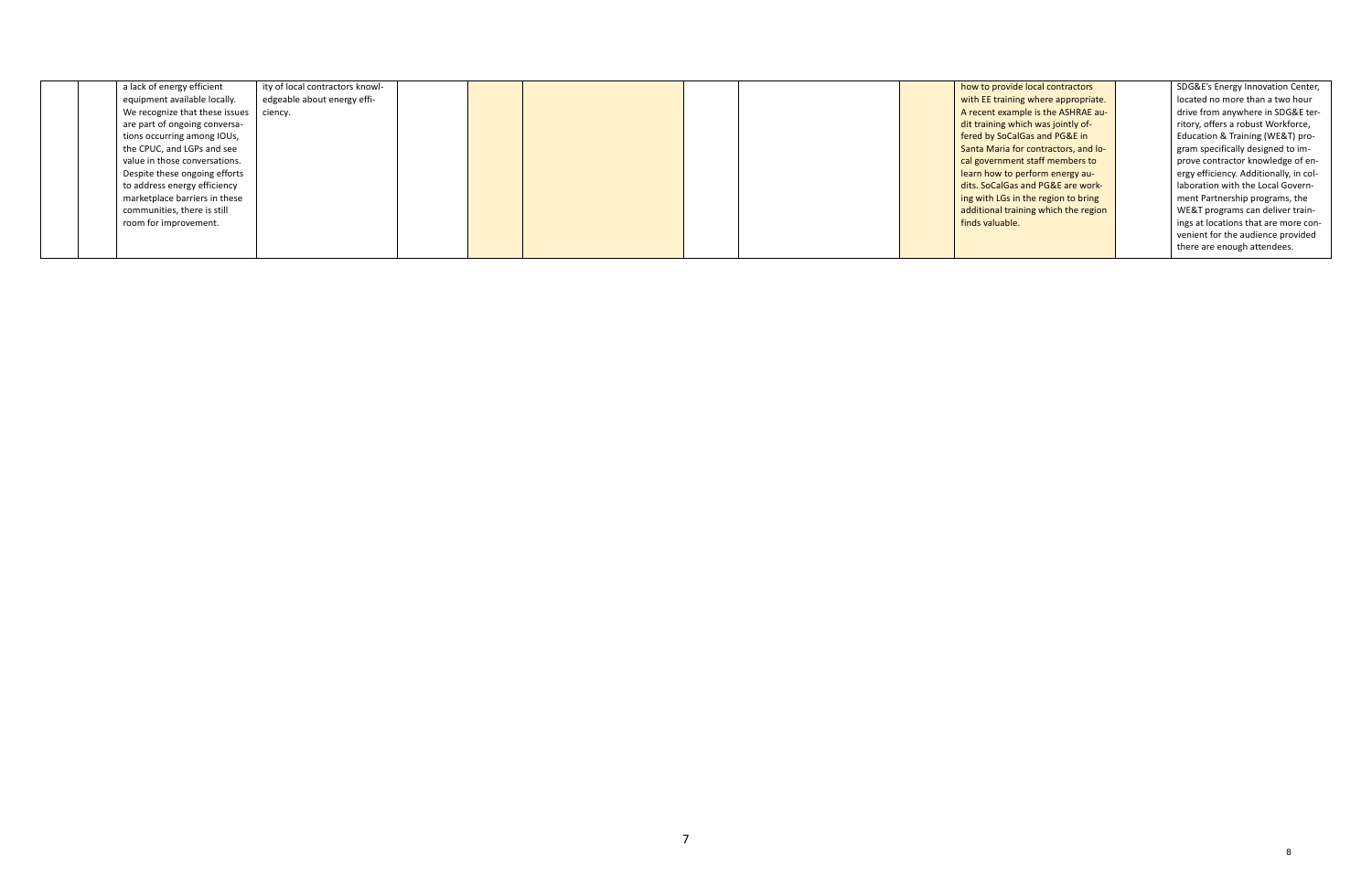| | | | | | | | | | | | | |
|---|---|---|---|---|---|---|---|---|---|---|---|---|
| | | a lack of energy efficient equipment available locally. We recognize that these issues are part of ongoing conversations occurring among IOUs, the CPUC, and LGPs and see value in those conversations. Despite these ongoing efforts to address energy efficiency marketplace barriers in these communities, there is still room for improvement. | ity of local contractors knowledgeable about energy efficiency. | | | | | | | how to provide local contractors with EE training where appropriate. A recent example is the ASHRAE audit training which was jointly offered by SoCalGas and PG&E in Santa Maria for contractors, and local government staff members to learn how to perform energy audits. SoCalGas and PG&E are working with LGs in the region to bring additional training which the region finds valuable. | | SDG&E's Energy Innovation Center, located no more than a two hour drive from anywhere in SDG&E territory, offers a robust Workforce, Education & Training (WE&T) program specifically designed to improve contractor knowledge of energy efficiency. Additionally, in collaboration with the Local Government Partnership programs, the WE&T programs can deliver trainings at locations that are more convenient for the audience provided there are enough attendees. |